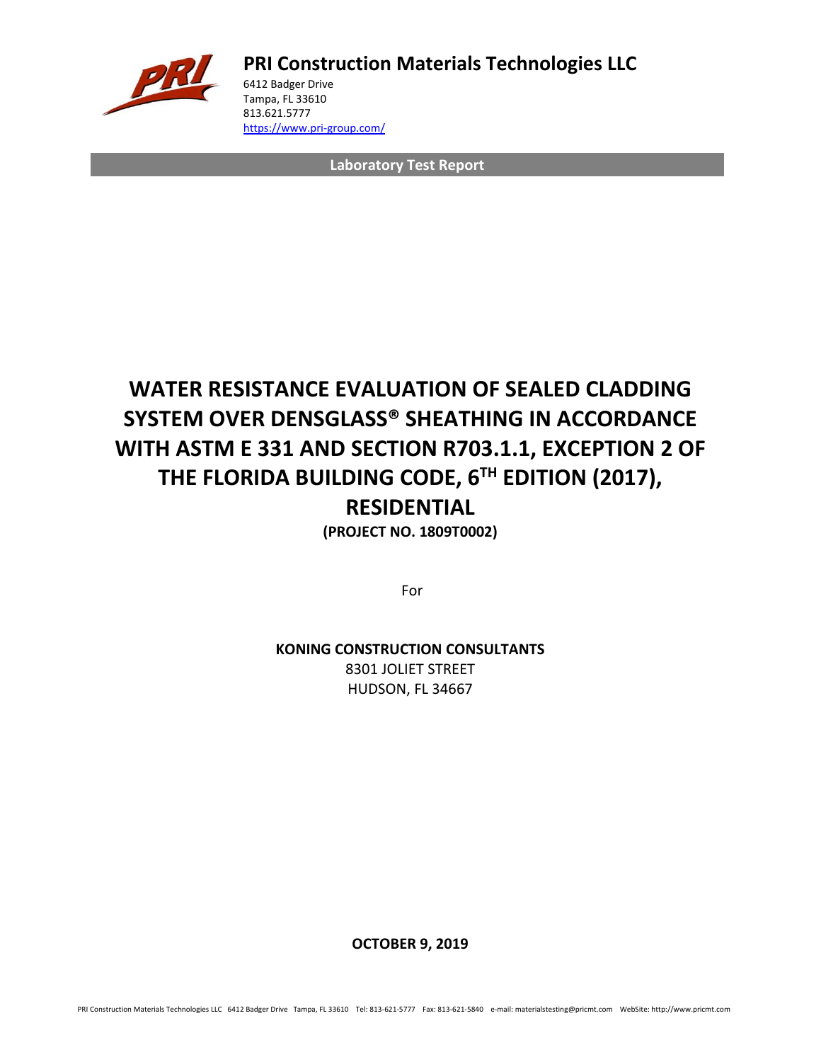**PRI Construction Materials Technologies LLC**

6412 Badger Drive
Tampa, FL 33610
813.621.5777
https://www.pri-group.com/

**Laboratory Test Report**

# WATER RESISTANCE EVALUATION OF SEALED CLADDING SYSTEM OVER DENSGLASS® SHEATHING IN ACCORDANCE WITH ASTM E 331 AND SECTION R703.1.1, EXCEPTION 2 OF THE FLORIDA BUILDING CODE, 6TH EDITION (2017), RESIDENTIAL

**(PROJECT NO. 1809T0002)**

For

**KONING CONSTRUCTION CONSULTANTS**
8301 JOLIET STREET
HUDSON, FL 34667

**OCTOBER 9, 2019**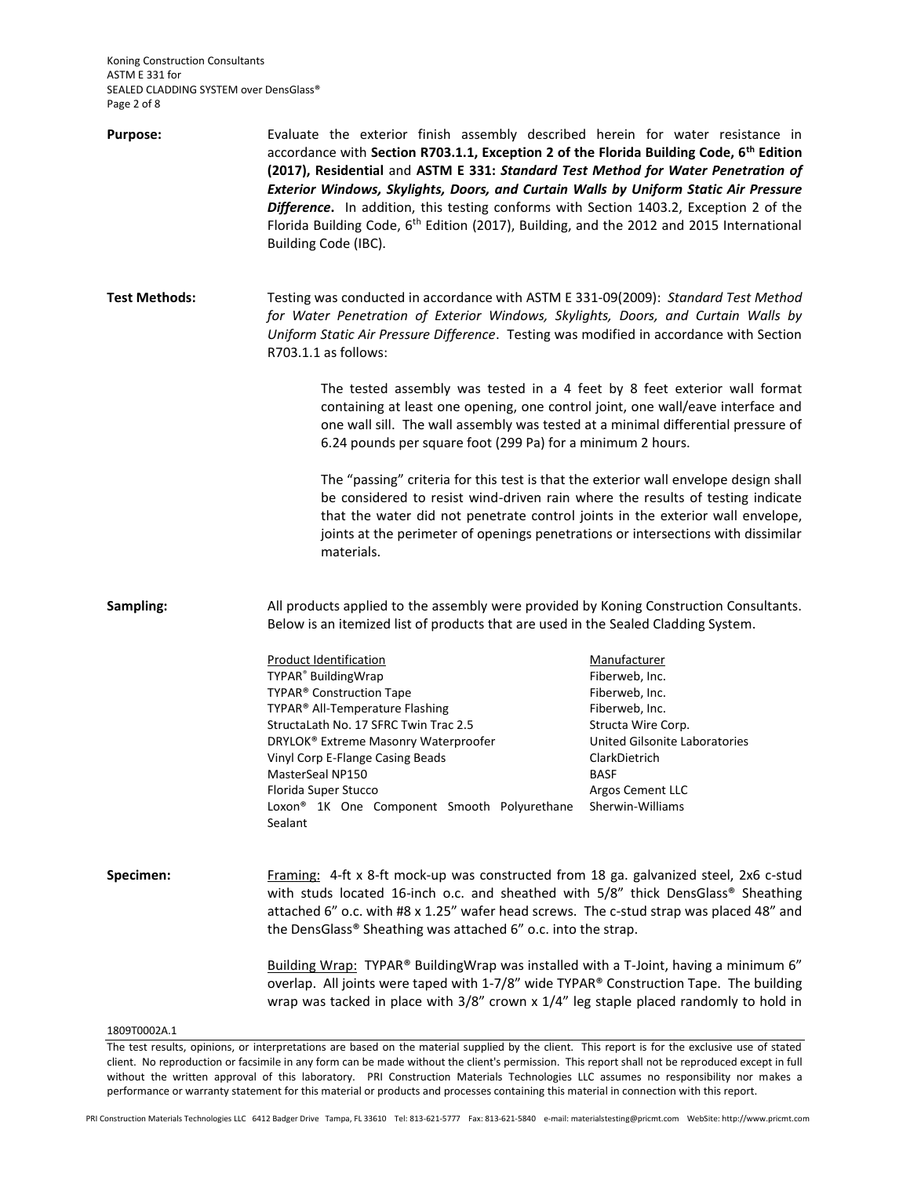**Purpose:** Evaluate the exterior finish assembly described herein for water resistance in accordance with **Section R703.1.1, Exception 2 of the Florida Building Code, 6th Edition (2017), Residential** and **ASTM E 331: *Standard Test Method for Water Penetration of Exterior Windows, Skylights, Doors, and Curtain Walls by Uniform Static Air Pressure Difference***. In addition, this testing conforms with Section 1403.2, Exception 2 of the Florida Building Code, 6th Edition (2017), Building, and the 2012 and 2015 International Building Code (IBC).

**Test Methods:** Testing was conducted in accordance with ASTM E 331-09(2009): *Standard Test Method for Water Penetration of Exterior Windows, Skylights, Doors, and Curtain Walls by Uniform Static Air Pressure Difference*. Testing was modified in accordance with Section R703.1.1 as follows:

> The tested assembly was tested in a 4 feet by 8 feet exterior wall format containing at least one opening, one control joint, one wall/eave interface and one wall sill. The wall assembly was tested at a minimal differential pressure of 6.24 pounds per square foot (299 Pa) for a minimum 2 hours.
>
> The "passing" criteria for this test is that the exterior wall envelope design shall be considered to resist wind-driven rain where the results of testing indicate that the water did not penetrate control joints in the exterior wall envelope, joints at the perimeter of openings penetrations or intersections with dissimilar materials.

**Sampling:** All products applied to the assembly were provided by Koning Construction Consultants. Below is an itemized list of products that are used in the Sealed Cladding System.

| Product Identification | Manufacturer |
|---|---|
| TYPAR® BuildingWrap | Fiberweb, Inc. |
| TYPAR® Construction Tape | Fiberweb, Inc. |
| TYPAR® All-Temperature Flashing | Fiberweb, Inc. |
| StructaLath No. 17 SFRC Twin Trac 2.5 | Structa Wire Corp. |
| DRYLOK® Extreme Masonry Waterproofer | United Gilsonite Laboratories |
| Vinyl Corp E-Flange Casing Beads | ClarkDietrich |
| MasterSeal NP150 | BASF |
| Florida Super Stucco | Argos Cement LLC |
| Loxon® 1K One Component Smooth Polyurethane Sealant | Sherwin-Williams |

**Specimen:** Framing: 4-ft x 8-ft mock-up was constructed from 18 ga. galvanized steel, 2x6 c-stud with studs located 16-inch o.c. and sheathed with 5/8" thick DensGlass® Sheathing attached 6" o.c. with #8 x 1.25" wafer head screws. The c-stud strap was placed 48" and the DensGlass® Sheathing was attached 6" o.c. into the strap.

Building Wrap: TYPAR® BuildingWrap was installed with a T-Joint, having a minimum 6" overlap. All joints were taped with 1-7/8" wide TYPAR® Construction Tape. The building wrap was tacked in place with 3/8" crown x 1/4" leg staple placed randomly to hold in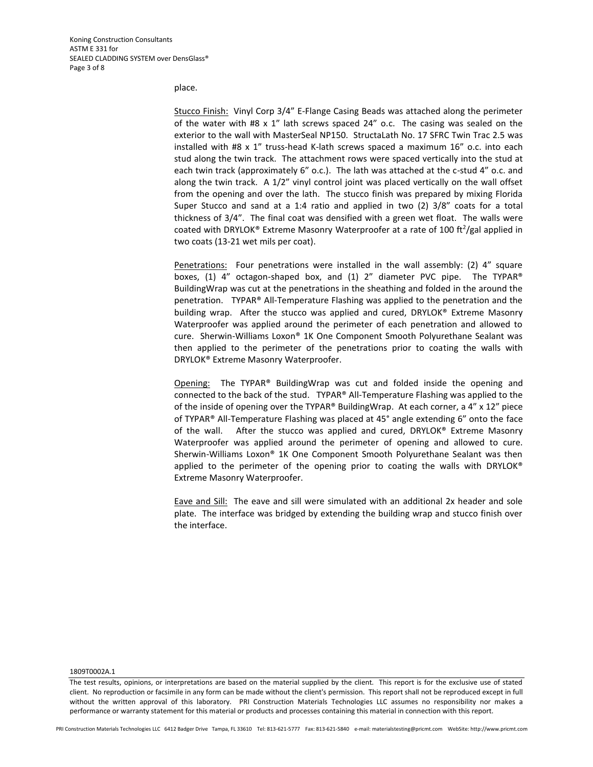place.

Stucco Finish: Vinyl Corp 3/4" E-Flange Casing Beads was attached along the perimeter of the water with #8 x 1" lath screws spaced 24" o.c. The casing was sealed on the exterior to the wall with MasterSeal NP150. StructaLath No. 17 SFRC Twin Trac 2.5 was installed with #8 x 1" truss-head K-lath screws spaced a maximum 16" o.c. into each stud along the twin track. The attachment rows were spaced vertically into the stud at each twin track (approximately 6" o.c.). The lath was attached at the c-stud 4" o.c. and along the twin track. A 1/2" vinyl control joint was placed vertically on the wall offset from the opening and over the lath. The stucco finish was prepared by mixing Florida Super Stucco and sand at a 1:4 ratio and applied in two (2) 3/8" coats for a total thickness of 3/4". The final coat was densified with a green wet float. The walls were coated with DRYLOK® Extreme Masonry Waterproofer at a rate of 100 $ft^2$/gal applied in two coats (13-21 wet mils per coat).

Penetrations: Four penetrations were installed in the wall assembly: (2) 4" square boxes, (1) 4" octagon-shaped box, and (1) 2" diameter PVC pipe. The TYPAR® BuildingWrap was cut at the penetrations in the sheathing and folded in the around the penetration. TYPAR® All-Temperature Flashing was applied to the penetration and the building wrap. After the stucco was applied and cured, DRYLOK® Extreme Masonry Waterproofer was applied around the perimeter of each penetration and allowed to cure. Sherwin-Williams Loxon® 1K One Component Smooth Polyurethane Sealant was then applied to the perimeter of the penetrations prior to coating the walls with DRYLOK® Extreme Masonry Waterproofer.

Opening: The TYPAR® BuildingWrap was cut and folded inside the opening and connected to the back of the stud. TYPAR® All-Temperature Flashing was applied to the of the inside of opening over the TYPAR® BuildingWrap. At each corner, a 4" x 12" piece of TYPAR® All-Temperature Flashing was placed at 45° angle extending 6" onto the face of the wall. After the stucco was applied and cured, DRYLOK® Extreme Masonry Waterproofer was applied around the perimeter of opening and allowed to cure. Sherwin-Williams Loxon® 1K One Component Smooth Polyurethane Sealant was then applied to the perimeter of the opening prior to coating the walls with DRYLOK® Extreme Masonry Waterproofer.

Eave and Sill: The eave and sill were simulated with an additional 2x header and sole plate. The interface was bridged by extending the building wrap and stucco finish over the interface.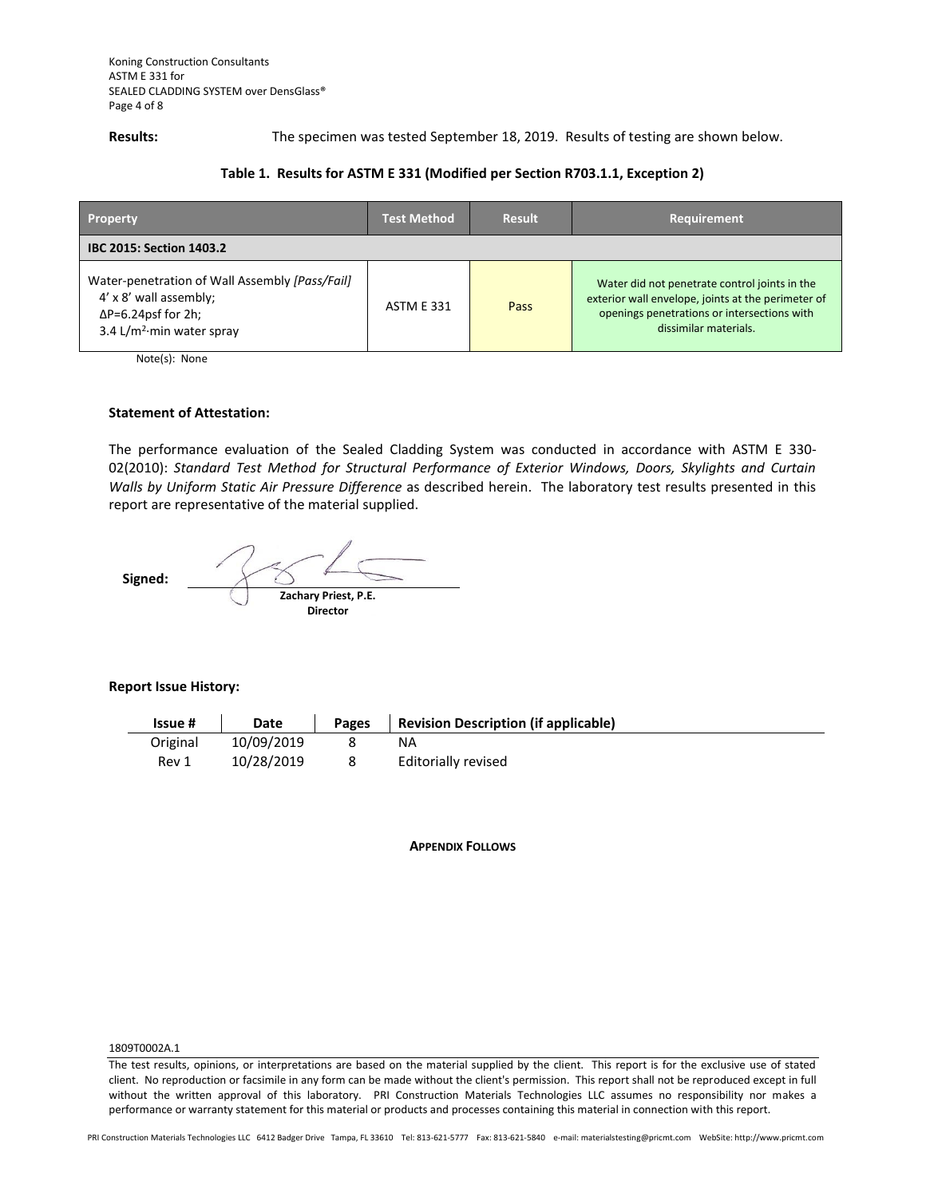**Results:** The specimen was tested September 18, 2019. Results of testing are shown below.

**Table 1. Results for ASTM E 331 (Modified per Section R703.1.1, Exception 2)**

| Property | Test Method | Result | Requirement |
|---|---|---|---|
| **IBC 2015: Section 1403.2** | | | |
| Water-penetration of Wall Assembly *[Pass/Fail]*<br>4' x 8' wall assembly;<br>$\Delta P$=6.24psf for 2h;<br>3.4 L/m$^2$·min water spray | ASTM E 331 | Pass | Water did not penetrate control joints in the exterior wall envelope, joints at the perimeter of openings penetrations or intersections with dissimilar materials. |

Note(s): None

**Statement of Attestation:**

The performance evaluation of the Sealed Cladding System was conducted in accordance with ASTM E 330-02(2010): *Standard Test Method for Structural Performance of Exterior Windows, Doors, Skylights and Curtain Walls by Uniform Static Air Pressure Difference* as described herein. The laboratory test results presented in this report are representative of the material supplied.

**Signed:**

**Zachary Priest, P.E.**
**Director**

**Report Issue History:**

| Issue # | Date | Pages | Revision Description (if applicable) |
|---|---|---|---|
| Original | 10/09/2019 | 8 | NA |
| Rev 1 | 10/28/2019 | 8 | Editorially revised |

**APPENDIX FOLLOWS**

1809T0002A.1

The test results, opinions, or interpretations are based on the material supplied by the client. This report is for the exclusive use of stated client. No reproduction or facsimile in any form can be made without the client's permission. This report shall not be reproduced except in full without the written approval of this laboratory. PRI Construction Materials Technologies LLC assumes no responsibility nor makes a performance or warranty statement for this material or products and processes containing this material in connection with this report.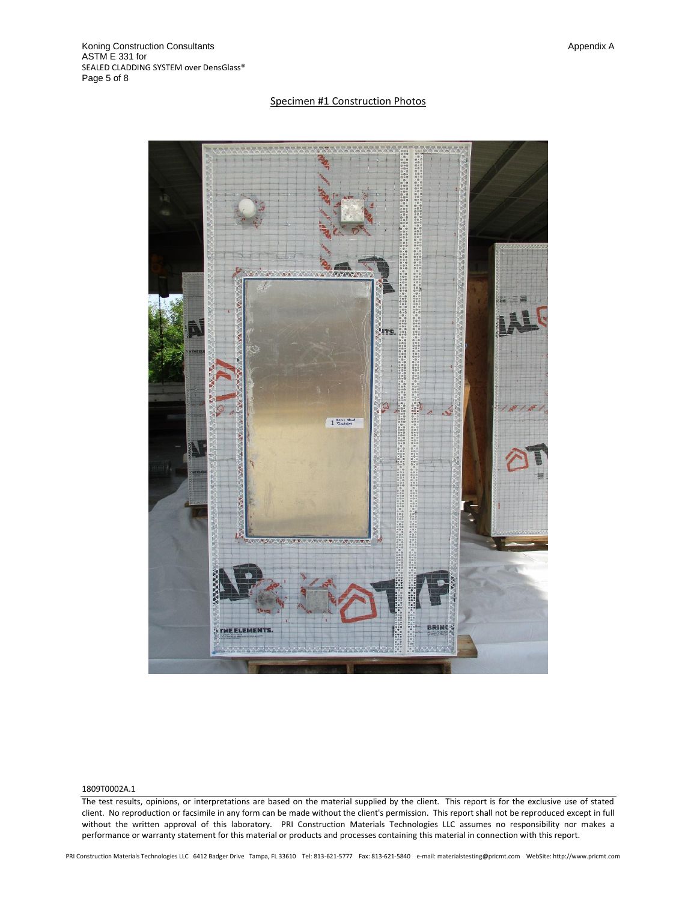Appendix A

## Specimen #1 Construction Photos

1809T0002A.1

The test results, opinions, or interpretations are based on the material supplied by the client. This report is for the exclusive use of stated client. No reproduction or facsimile in any form can be made without the client's permission. This report shall not be reproduced except in full without the written approval of this laboratory. PRI Construction Materials Technologies LLC assumes no responsibility nor makes a performance or warranty statement for this material or products and processes containing this material in connection with this report.

PRI Construction Materials Technologies LLC 6412 Badger Drive Tampa, FL 33610 Tel: 813-621-5777 Fax: 813-621-5840 e-mail: materialstesting@pricmt.com WebSite: http://www.pricmt.com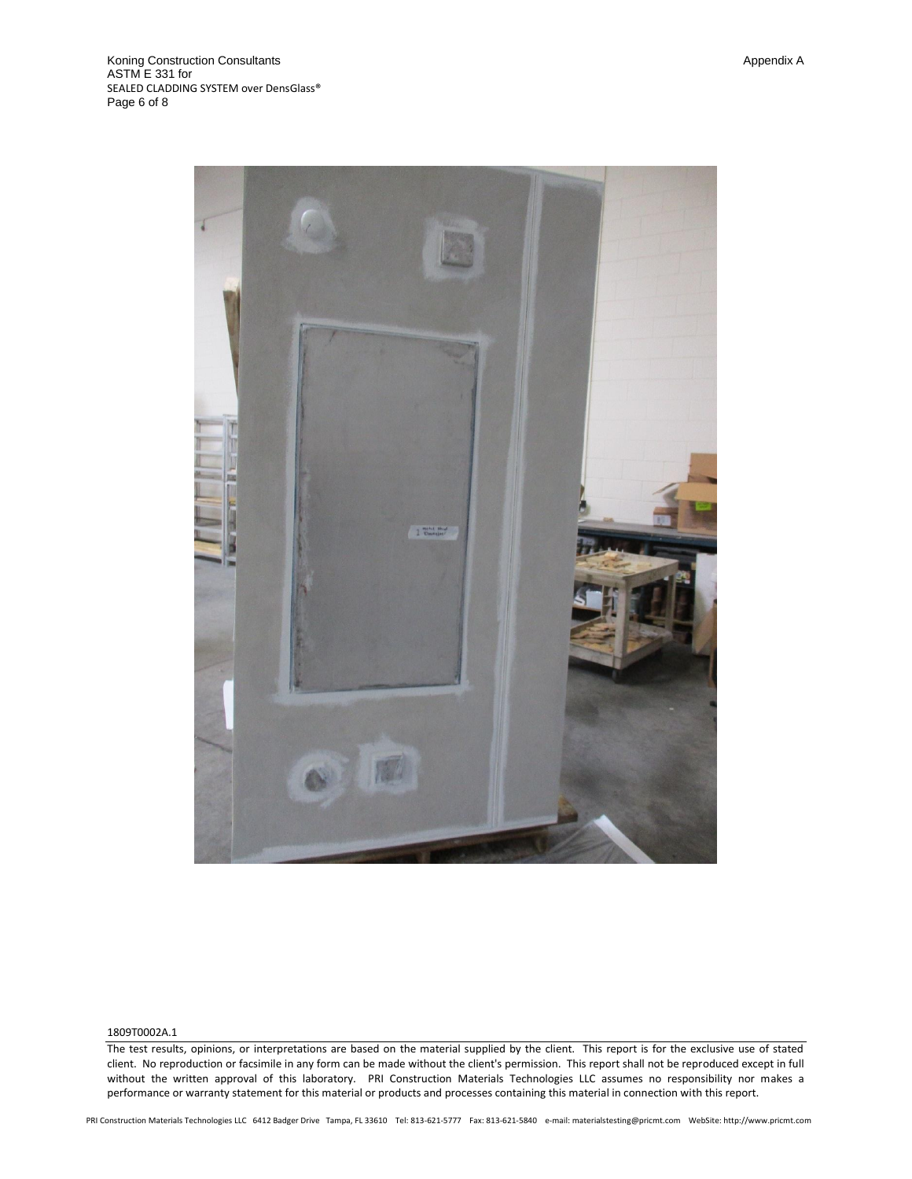1809T0002A.1

The test results, opinions, or interpretations are based on the material supplied by the client. This report is for the exclusive use of stated client. No reproduction or facsimile in any form can be made without the client's permission. This report shall not be reproduced except in full without the written approval of this laboratory. PRI Construction Materials Technologies LLC assumes no responsibility nor makes a performance or warranty statement for this material or products and processes containing this material in connection with this report.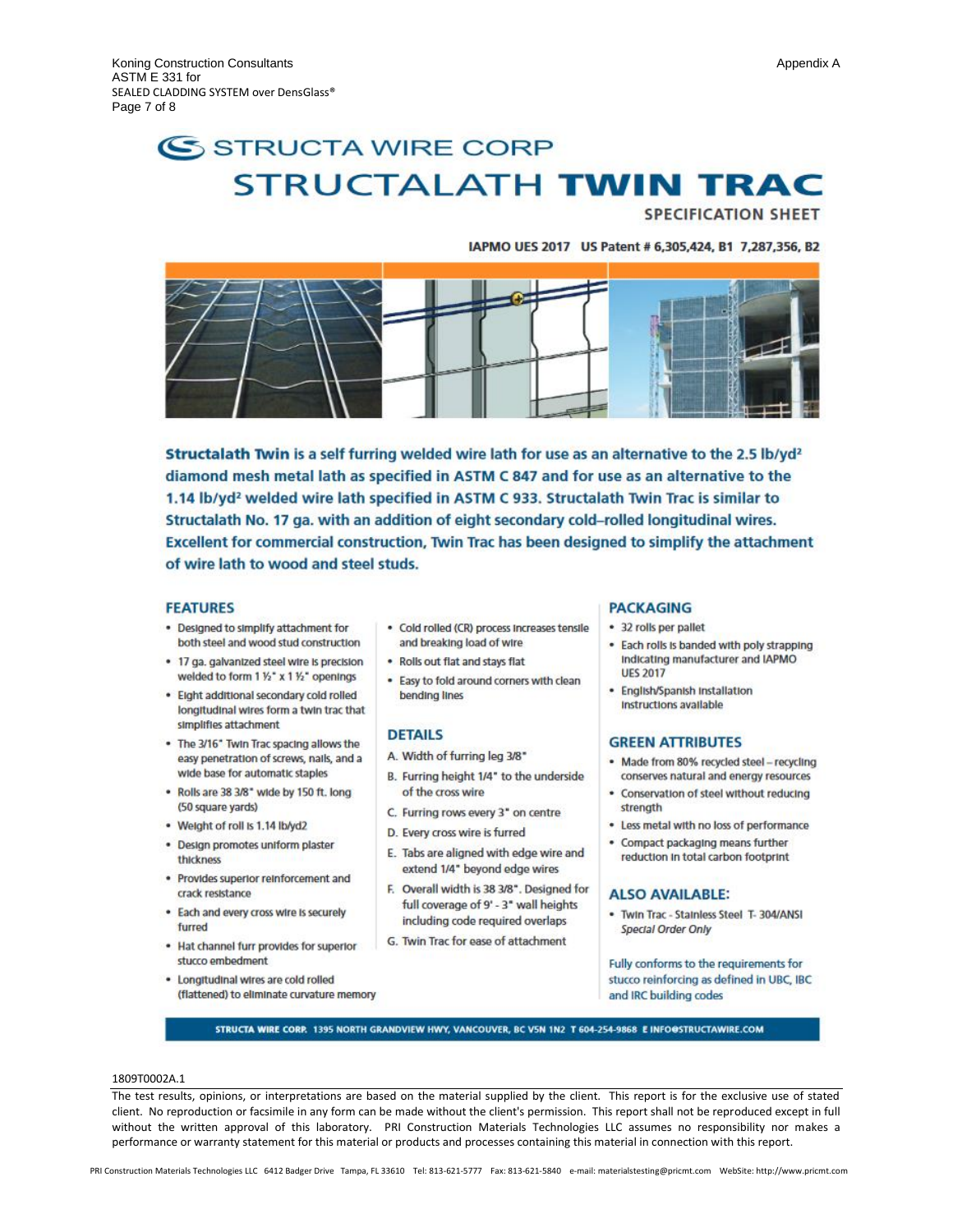# STRUCTA WIRE CORP

# STRUCTALATH **TWIN TRAC**

## SPECIFICATION SHEET

**IAPMO UES 2017 US Patent # 6,305,424, B1 7,287,356, B2**

**Structalath Twin is a self furring welded wire lath for use as an alternative to the 2.5 lb/yd² diamond mesh metal lath as specified in ASTM C 847 and for use as an alternative to the 1.14 lb/yd² welded wire lath specified in ASTM C 933. Structalath Twin Trac is similar to Structalath No. 17 ga. with an addition of eight secondary cold–rolled longitudinal wires. Excellent for commercial construction, Twin Trac has been designed to simplify the attachment of wire lath to wood and steel studs.**

### FEATURES

- Designed to simplify attachment for both steel and wood stud construction
- 17 ga. galvanized steel wire is precision welded to form 1 ½" x 1 ½" openings
- Eight additional secondary cold rolled longitudinal wires form a twin trac that simplifies attachment
- The 3/16" Twin Trac spacing allows the easy penetration of screws, nails, and a wide base for automatic staples
- Rolls are 38 3/8" wide by 150 ft. long (50 square yards)
- Weight of roll is 1.14 lb/yd2
- Design promotes uniform plaster thickness
- Provides superior reinforcement and crack resistance
- Each and every cross wire is securely furred
- Hat channel furr provides for superior stucco embedment
- Longitudinal wires are cold rolled (flattened) to eliminate curvature memory
- Cold rolled (CR) process increases tensile and breaking load of wire
- Rolls out flat and stays flat
- Easy to fold around corners with clean bending lines

### DETAILS

A. Width of furring leg 3/8"

B. Furring height 1/4" to the underside of the cross wire

C. Furring rows every 3" on centre

D. Every cross wire is furred

E. Tabs are aligned with edge wire and extend 1/4" beyond edge wires

F. Overall width is 38 3/8". Designed for full coverage of 9' - 3" wall heights including code required overlaps

G. Twin Trac for ease of attachment

### PACKAGING

- 32 rolls per pallet
- Each rolls is banded with poly strapping indicating manufacturer and IAPMO UES 2017
- English/Spanish installation instructions available

### GREEN ATTRIBUTES

- Made from 80% recycled steel – recycling conserves natural and energy resources
- Conservation of steel without reducing strength
- Less metal with no loss of performance
- Compact packaging means further reduction in total carbon footprint

### ALSO AVAILABLE:

- Twin Trac - Stainless Steel T- 304/ANSI *Special Order Only*

Fully conforms to the requirements for stucco reinforcing as defined in UBC, IBC and IRC building codes

**STRUCTA WIRE CORP. 1395 NORTH GRANDVIEW HWY, VANCOUVER, BC V5N 1N2 T 604-254-9868 E INFO@STRUCTAWIRE.COM**

1809T0002A.1

The test results, opinions, or interpretations are based on the material supplied by the client. This report is for the exclusive use of stated client. No reproduction or facsimile in any form can be made without the client's permission. This report shall not be reproduced except in full without the written approval of this laboratory. PRI Construction Materials Technologies LLC assumes no responsibility nor makes a performance or warranty statement for this material or products and processes containing this material in connection with this report.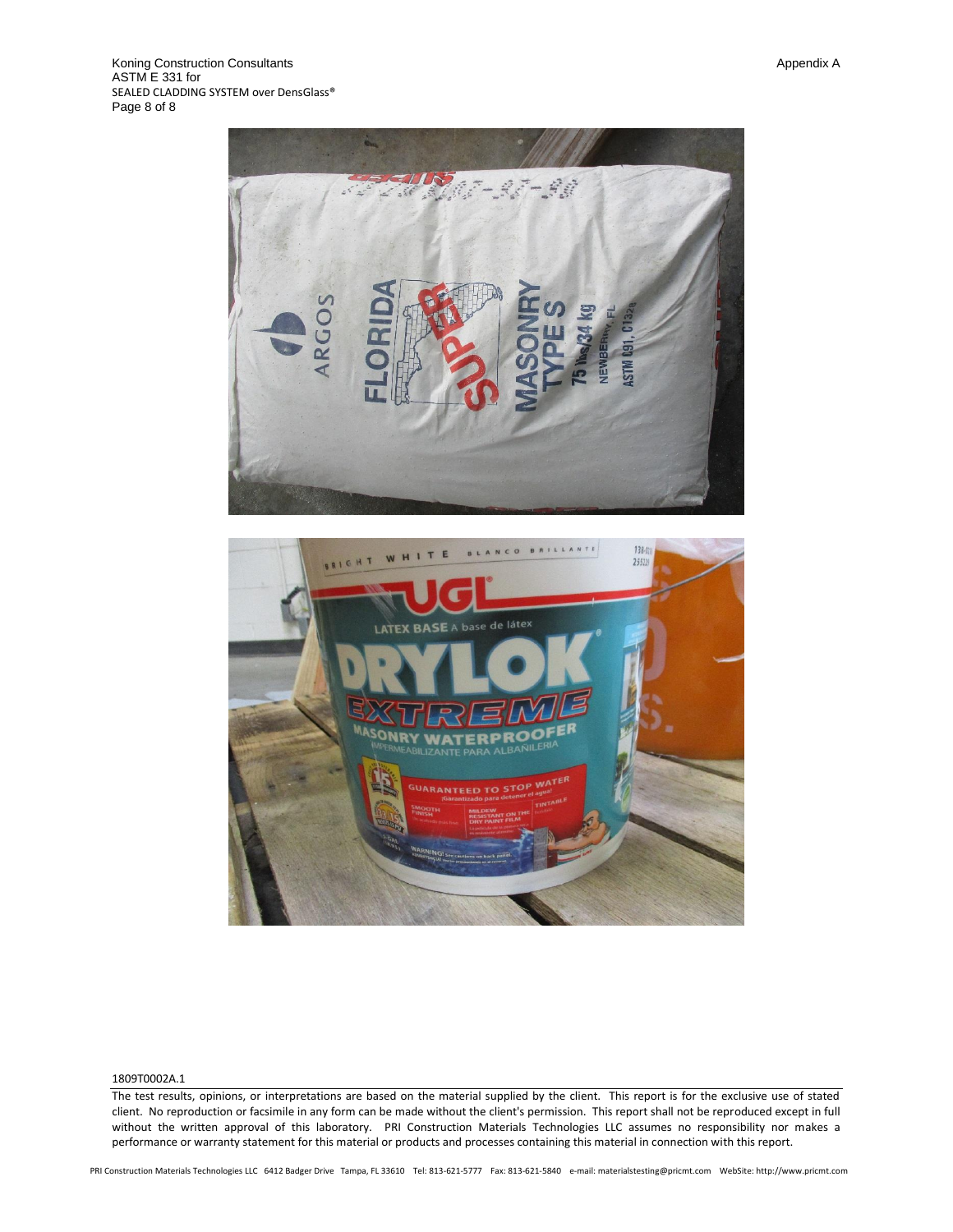1809T0002A.1

The test results, opinions, or interpretations are based on the material supplied by the client. This report is for the exclusive use of stated client. No reproduction or facsimile in any form can be made without the client's permission. This report shall not be reproduced except in full without the written approval of this laboratory. PRI Construction Materials Technologies LLC assumes no responsibility nor makes a performance or warranty statement for this material or products and processes containing this material in connection with this report.